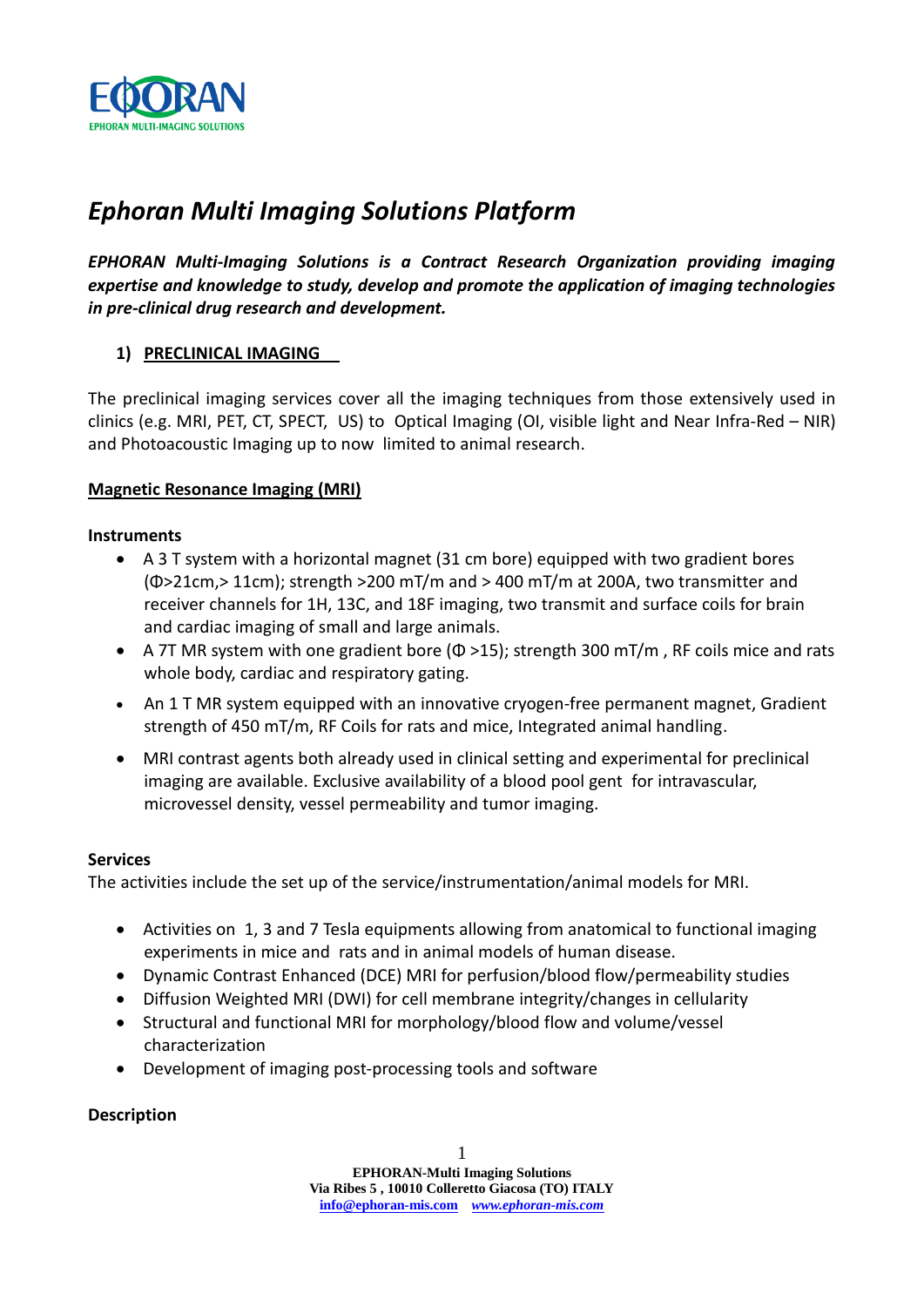# *Ephoran Multi Imaging Solutions Platform*

***EPHORAN Multi-Imaging Solutions is a Contract Research Organization providing imaging expertise and knowledge to study, develop and promote the application of imaging technologies in pre-clinical drug research and development.***

## 1) PRECLINICAL IMAGING

The preclinical imaging services cover all the imaging techniques from those extensively used in clinics (e.g. MRI, PET, CT, SPECT, US) to Optical Imaging (OI, visible light and Near Infra-Red – NIR) and Photoacoustic Imaging up to now limited to animal research.

### Magnetic Resonance Imaging (MRI)

**Instruments**

- A 3 T system with a horizontal magnet (31 cm bore) equipped with two gradient bores (Φ>21cm,> 11cm); strength >200 mT/m and > 400 mT/m at 200A, two transmitter and receiver channels for 1H, 13C, and 18F imaging, two transmit and surface coils for brain and cardiac imaging of small and large animals.
- A 7T MR system with one gradient bore (Φ >15); strength 300 mT/m , RF coils mice and rats whole body, cardiac and respiratory gating.
- An 1 T MR system equipped with an innovative cryogen-free permanent magnet, Gradient strength of 450 mT/m, RF Coils for rats and mice, Integrated animal handling.
- MRI contrast agents both already used in clinical setting and experimental for preclinical imaging are available. Exclusive availability of a blood pool gent for intravascular, microvessel density, vessel permeability and tumor imaging.

**Services**

The activities include the set up of the service/instrumentation/animal models for MRI.

- Activities on 1, 3 and 7 Tesla equipments allowing from anatomical to functional imaging experiments in mice and rats and in animal models of human disease.
- Dynamic Contrast Enhanced (DCE) MRI for perfusion/blood flow/permeability studies
- Diffusion Weighted MRI (DWI) for cell membrane integrity/changes in cellularity
- Structural and functional MRI for morphology/blood flow and volume/vessel characterization
- Development of imaging post-processing tools and software

**Description**

**EPHORAN-Multi Imaging Solutions**
**Via Ribes 5 , 10010 Colleretto Giacosa (TO) ITALY**
**info@ephoran-mis.com** ***www.ephoran-mis.com***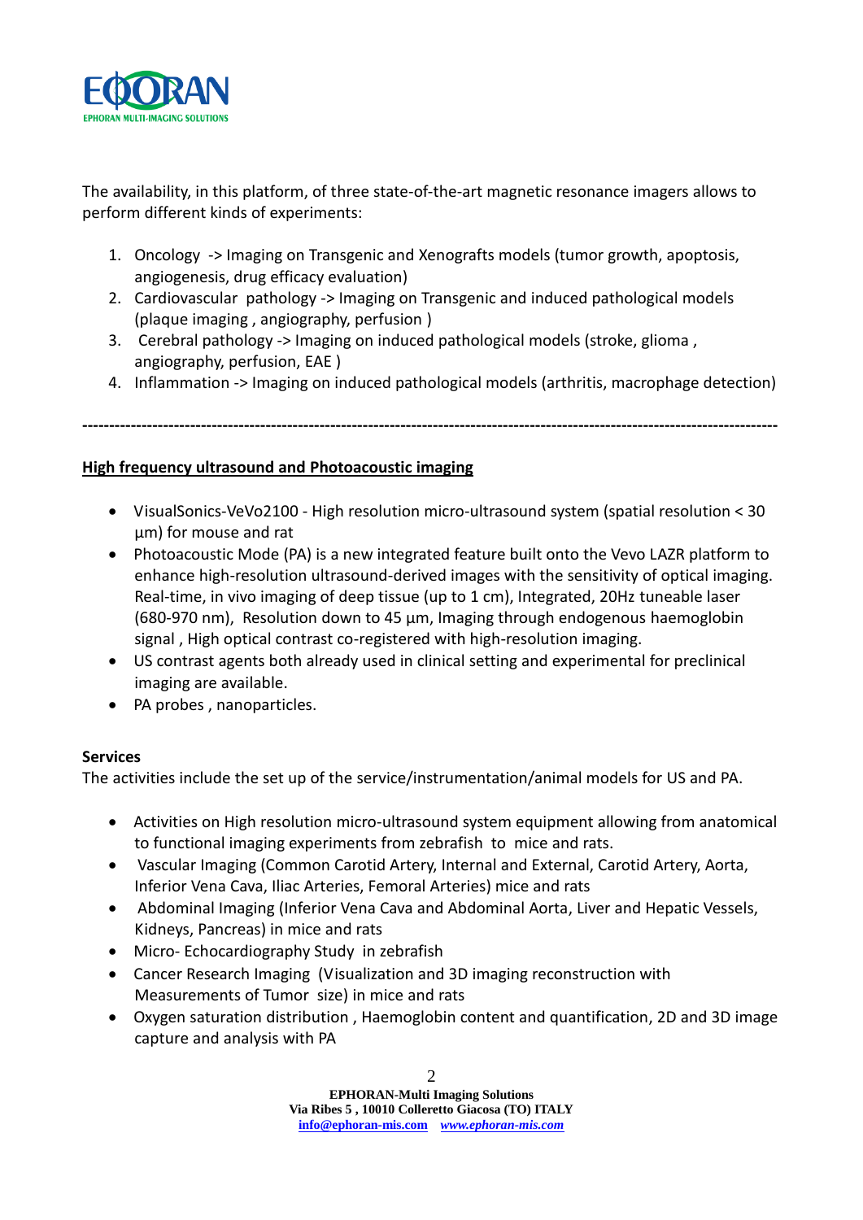The availability, in this platform, of three state-of-the-art magnetic resonance imagers allows to perform different kinds of experiments:

1. Oncology -> Imaging on Transgenic and Xenografts models (tumor growth, apoptosis, angiogenesis, drug efficacy evaluation)
2. Cardiovascular pathology -> Imaging on Transgenic and induced pathological models (plaque imaging , angiography, perfusion )
3. Cerebral pathology -> Imaging on induced pathological models (stroke, glioma , angiography, perfusion, EAE )
4. Inflammation -> Imaging on induced pathological models (arthritis, macrophage detection)

---

**<u>High frequency ultrasound and Photoacoustic imaging</u>**

- VisualSonics-VeVo2100 - High resolution micro-ultrasound system (spatial resolution < 30 µm) for mouse and rat
- Photoacoustic Mode (PA) is a new integrated feature built onto the Vevo LAZR platform to enhance high-resolution ultrasound-derived images with the sensitivity of optical imaging. Real-time, in vivo imaging of deep tissue (up to 1 cm), Integrated, 20Hz tuneable laser (680-970 nm), Resolution down to 45 µm, Imaging through endogenous haemoglobin signal , High optical contrast co-registered with high-resolution imaging.
- US contrast agents both already used in clinical setting and experimental for preclinical imaging are available.
- PA probes , nanoparticles.

**Services**

The activities include the set up of the service/instrumentation/animal models for US and PA.

- Activities on High resolution micro-ultrasound system equipment allowing from anatomical to functional imaging experiments from zebrafish to mice and rats.
- Vascular Imaging (Common Carotid Artery, Internal and External, Carotid Artery, Aorta, Inferior Vena Cava, Iliac Arteries, Femoral Arteries) mice and rats
- Abdominal Imaging (Inferior Vena Cava and Abdominal Aorta, Liver and Hepatic Vessels, Kidneys, Pancreas) in mice and rats
- Micro- Echocardiography Study in zebrafish
- Cancer Research Imaging (Visualization and 3D imaging reconstruction with Measurements of Tumor size) in mice and rats
- Oxygen saturation distribution , Haemoglobin content and quantification, 2D and 3D image capture and analysis with PA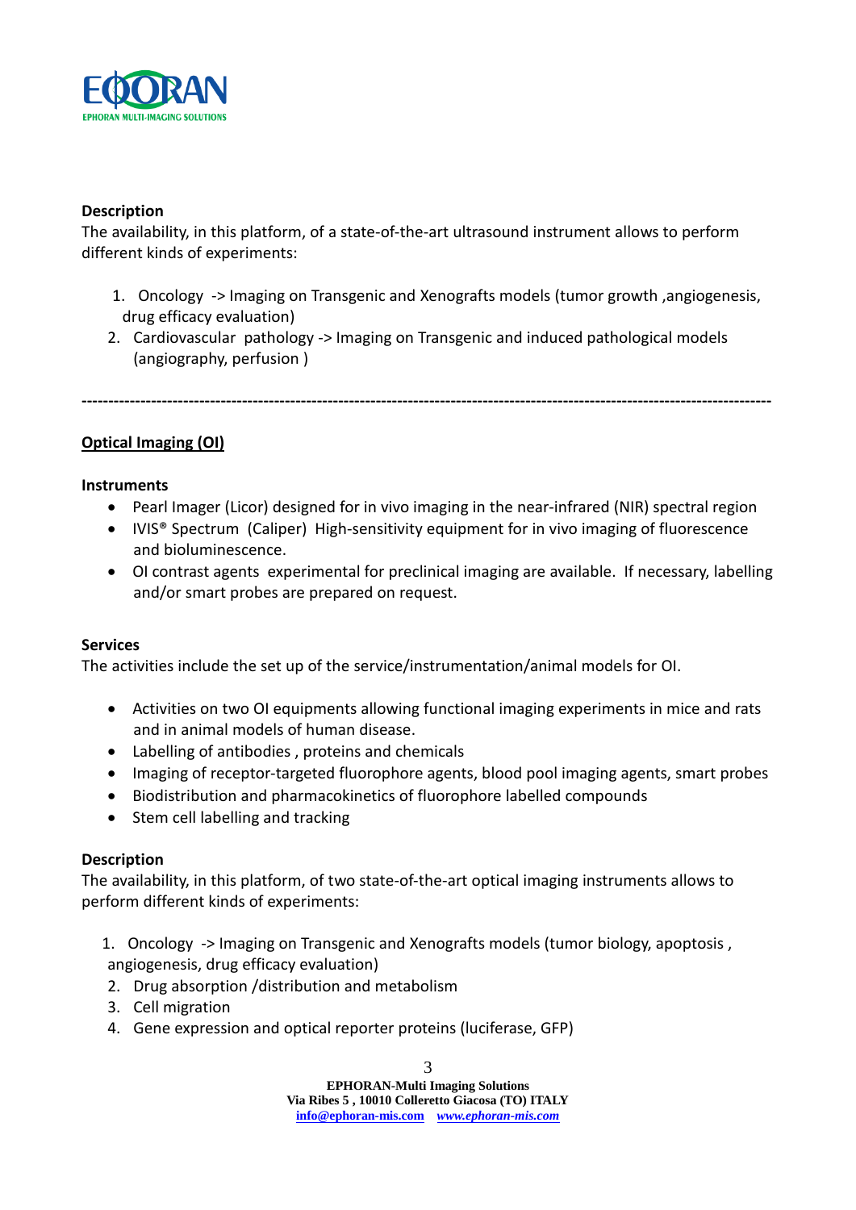**Description**

The availability, in this platform, of a state-of-the-art ultrasound instrument allows to perform different kinds of experiments:

1. Oncology -> Imaging on Transgenic and Xenografts models (tumor growth ,angiogenesis, drug efficacy evaluation)
2. Cardiovascular pathology -> Imaging on Transgenic and induced pathological models (angiography, perfusion )

---

## Optical Imaging (OI)

**Instruments**

- Pearl Imager (Licor) designed for in vivo imaging in the near-infrared (NIR) spectral region
- IVIS® Spectrum (Caliper) High-sensitivity equipment for in vivo imaging of fluorescence and bioluminescence.
- OI contrast agents experimental for preclinical imaging are available. If necessary, labelling and/or smart probes are prepared on request.

**Services**

The activities include the set up of the service/instrumentation/animal models for OI.

- Activities on two OI equipments allowing functional imaging experiments in mice and rats and in animal models of human disease.
- Labelling of antibodies , proteins and chemicals
- Imaging of receptor-targeted fluorophore agents, blood pool imaging agents, smart probes
- Biodistribution and pharmacokinetics of fluorophore labelled compounds
- Stem cell labelling and tracking

**Description**

The availability, in this platform, of two state-of-the-art optical imaging instruments allows to perform different kinds of experiments:

1. Oncology -> Imaging on Transgenic and Xenografts models (tumor biology, apoptosis , angiogenesis, drug efficacy evaluation)
2. Drug absorption /distribution and metabolism
3. Cell migration
4. Gene expression and optical reporter proteins (luciferase, GFP)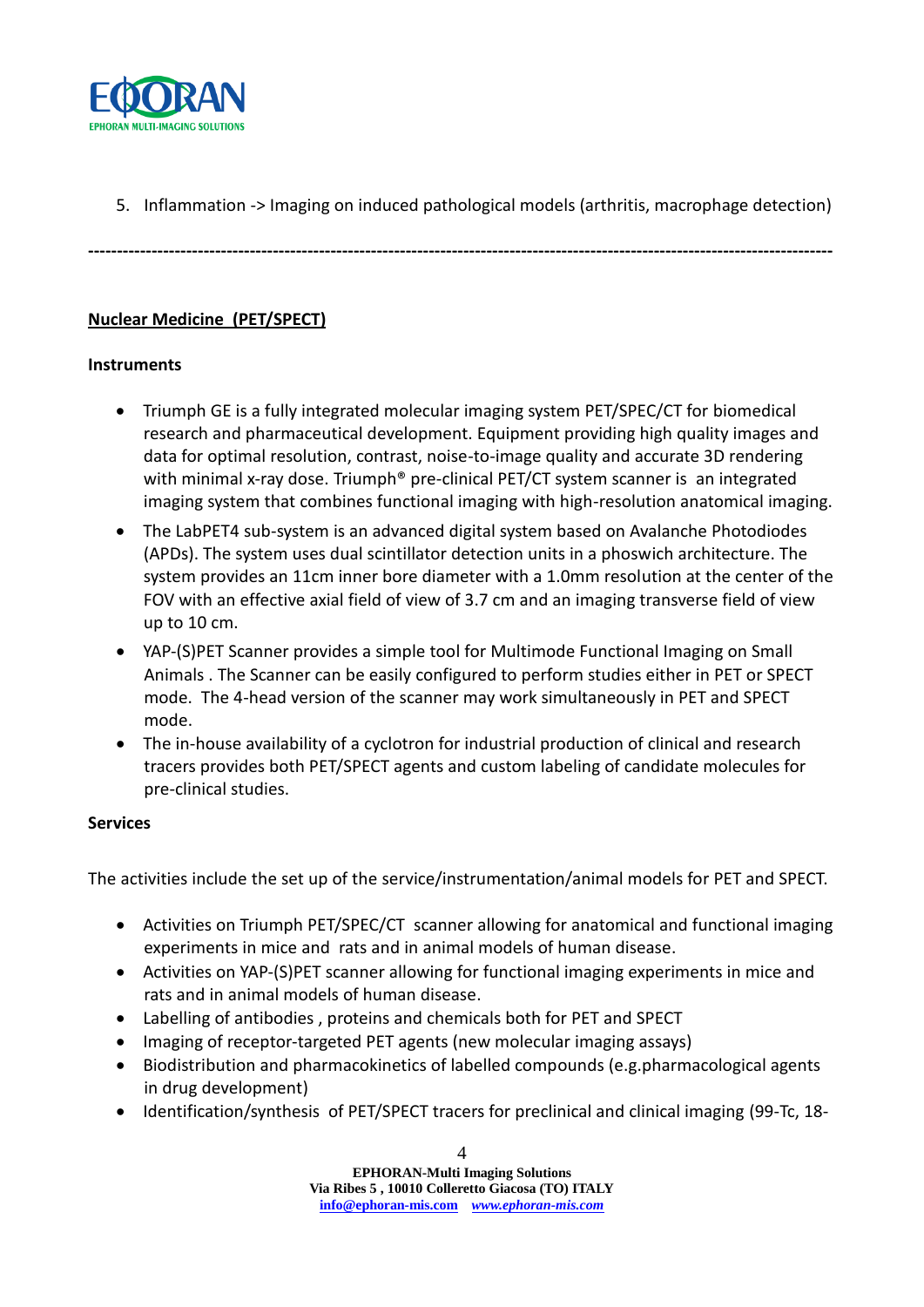5. Inflammation -> Imaging on induced pathological models (arthritis, macrophage detection)

-----------------------------------------------------------------------------------------------------------------------------

**Nuclear Medicine (PET/SPECT)**

**Instruments**

- Triumph GE is a fully integrated molecular imaging system PET/SPEC/CT for biomedical research and pharmaceutical development. Equipment providing high quality images and data for optimal resolution, contrast, noise-to-image quality and accurate 3D rendering with minimal x-ray dose. Triumph® pre-clinical PET/CT system scanner is an integrated imaging system that combines functional imaging with high-resolution anatomical imaging.
- The LabPET4 sub-system is an advanced digital system based on Avalanche Photodiodes (APDs). The system uses dual scintillator detection units in a phoswich architecture. The system provides an 11cm inner bore diameter with a 1.0mm resolution at the center of the FOV with an effective axial field of view of 3.7 cm and an imaging transverse field of view up to 10 cm.
- YAP-(S)PET Scanner provides a simple tool for Multimode Functional Imaging on Small Animals . The Scanner can be easily configured to perform studies either in PET or SPECT mode. The 4-head version of the scanner may work simultaneously in PET and SPECT mode.
- The in-house availability of a cyclotron for industrial production of clinical and research tracers provides both PET/SPECT agents and custom labeling of candidate molecules for pre-clinical studies.

**Services**

The activities include the set up of the service/instrumentation/animal models for PET and SPECT.

- Activities on Triumph PET/SPEC/CT scanner allowing for anatomical and functional imaging experiments in mice and rats and in animal models of human disease.
- Activities on YAP-(S)PET scanner allowing for functional imaging experiments in mice and rats and in animal models of human disease.
- Labelling of antibodies , proteins and chemicals both for PET and SPECT
- Imaging of receptor-targeted PET agents (new molecular imaging assays)
- Biodistribution and pharmacokinetics of labelled compounds (e.g.pharmacological agents in drug development)
- Identification/synthesis of PET/SPECT tracers for preclinical and clinical imaging (99-Tc, 18-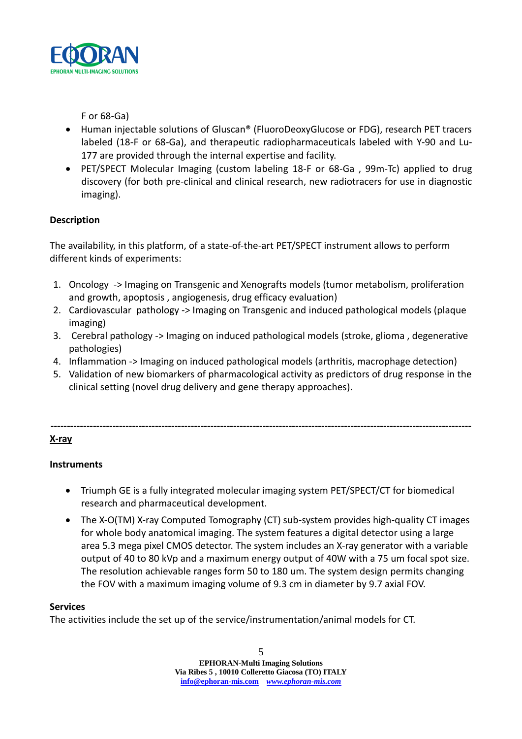F or 68-Ga)

- Human injectable solutions of Gluscan® (FluoroDeoxyGlucose or FDG), research PET tracers labeled (18-F or 68-Ga), and therapeutic radiopharmaceuticals labeled with Y-90 and Lu-177 are provided through the internal expertise and facility.
- PET/SPECT Molecular Imaging (custom labeling 18-F or 68-Ga , 99m-Tc) applied to drug discovery (for both pre-clinical and clinical research, new radiotracers for use in diagnostic imaging).

**Description**

The availability, in this platform, of a state-of-the-art PET/SPECT instrument allows to perform different kinds of experiments:

1. Oncology -> Imaging on Transgenic and Xenografts models (tumor metabolism, proliferation and growth, apoptosis , angiogenesis, drug efficacy evaluation)
2. Cardiovascular pathology -> Imaging on Transgenic and induced pathological models (plaque imaging)
3. Cerebral pathology -> Imaging on induced pathological models (stroke, glioma , degenerative pathologies)
4. Inflammation -> Imaging on induced pathological models (arthritis, macrophage detection)
5. Validation of new biomarkers of pharmacological activity as predictors of drug response in the clinical setting (novel drug delivery and gene therapy approaches).

---

## X-ray

**Instruments**

- Triumph GE is a fully integrated molecular imaging system PET/SPECT/CT for biomedical research and pharmaceutical development.
- The X-O(TM) X-ray Computed Tomography (CT) sub-system provides high-quality CT images for whole body anatomical imaging. The system features a digital detector using a large area 5.3 mega pixel CMOS detector. The system includes an X-ray generator with a variable output of 40 to 80 kVp and a maximum energy output of 40W with a 75 um focal spot size. The resolution achievable ranges form 50 to 180 um. The system design permits changing the FOV with a maximum imaging volume of 9.3 cm in diameter by 9.7 axial FOV.

**Services**

The activities include the set up of the service/instrumentation/animal models for CT.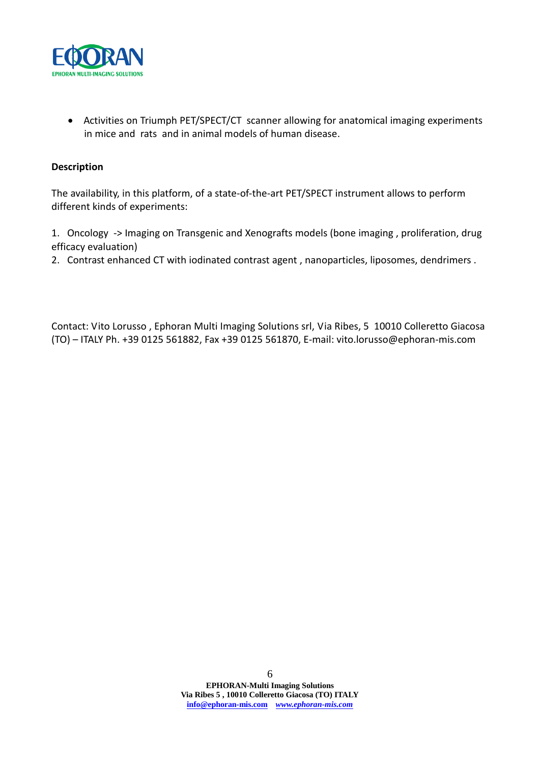- Activities on Triumph PET/SPECT/CT scanner allowing for anatomical imaging experiments in mice and rats and in animal models of human disease.

**Description**

The availability, in this platform, of a state-of-the-art PET/SPECT instrument allows to perform different kinds of experiments:

1. Oncology -> Imaging on Transgenic and Xenografts models (bone imaging , proliferation, drug efficacy evaluation)
2. Contrast enhanced CT with iodinated contrast agent , nanoparticles, liposomes, dendrimers .

Contact: Vito Lorusso , Ephoran Multi Imaging Solutions srl, Via Ribes, 5 10010 Colleretto Giacosa (TO) – ITALY Ph. +39 0125 561882, Fax +39 0125 561870, E-mail: vito.lorusso@ephoran-mis.com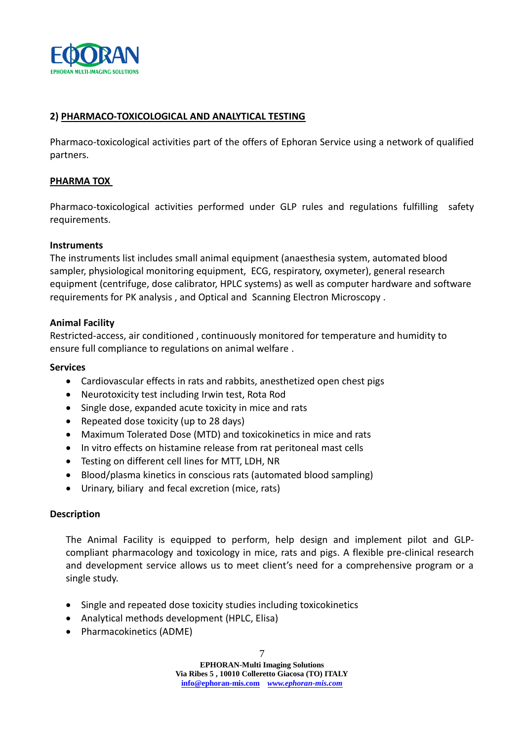## 2) PHARMACO-TOXICOLOGICAL AND ANALYTICAL TESTING

Pharmaco-toxicological activities part of the offers of Ephoran Service using a network of qualified partners.

### PHARMA TOX

Pharmaco-toxicological activities performed under GLP rules and regulations fulfilling safety requirements.

**Instruments**

The instruments list includes small animal equipment (anaesthesia system, automated blood sampler, physiological monitoring equipment, ECG, respiratory, oxymeter), general research equipment (centrifuge, dose calibrator, HPLC systems) as well as computer hardware and software requirements for PK analysis , and Optical and Scanning Electron Microscopy .

**Animal Facility**

Restricted-access, air conditioned , continuously monitored for temperature and humidity to ensure full compliance to regulations on animal welfare .

**Services**

- Cardiovascular effects in rats and rabbits, anesthetized open chest pigs
- Neurotoxicity test including Irwin test, Rota Rod
- Single dose, expanded acute toxicity in mice and rats
- Repeated dose toxicity (up to 28 days)
- Maximum Tolerated Dose (MTD) and toxicokinetics in mice and rats
- In vitro effects on histamine release from rat peritoneal mast cells
- Testing on different cell lines for MTT, LDH, NR
- Blood/plasma kinetics in conscious rats (automated blood sampling)
- Urinary, biliary and fecal excretion (mice, rats)

**Description**

The Animal Facility is equipped to perform, help design and implement pilot and GLP-compliant pharmacology and toxicology in mice, rats and pigs. A flexible pre-clinical research and development service allows us to meet client's need for a comprehensive program or a single study.

- Single and repeated dose toxicity studies including toxicokinetics
- Analytical methods development (HPLC, Elisa)
- Pharmacokinetics (ADME)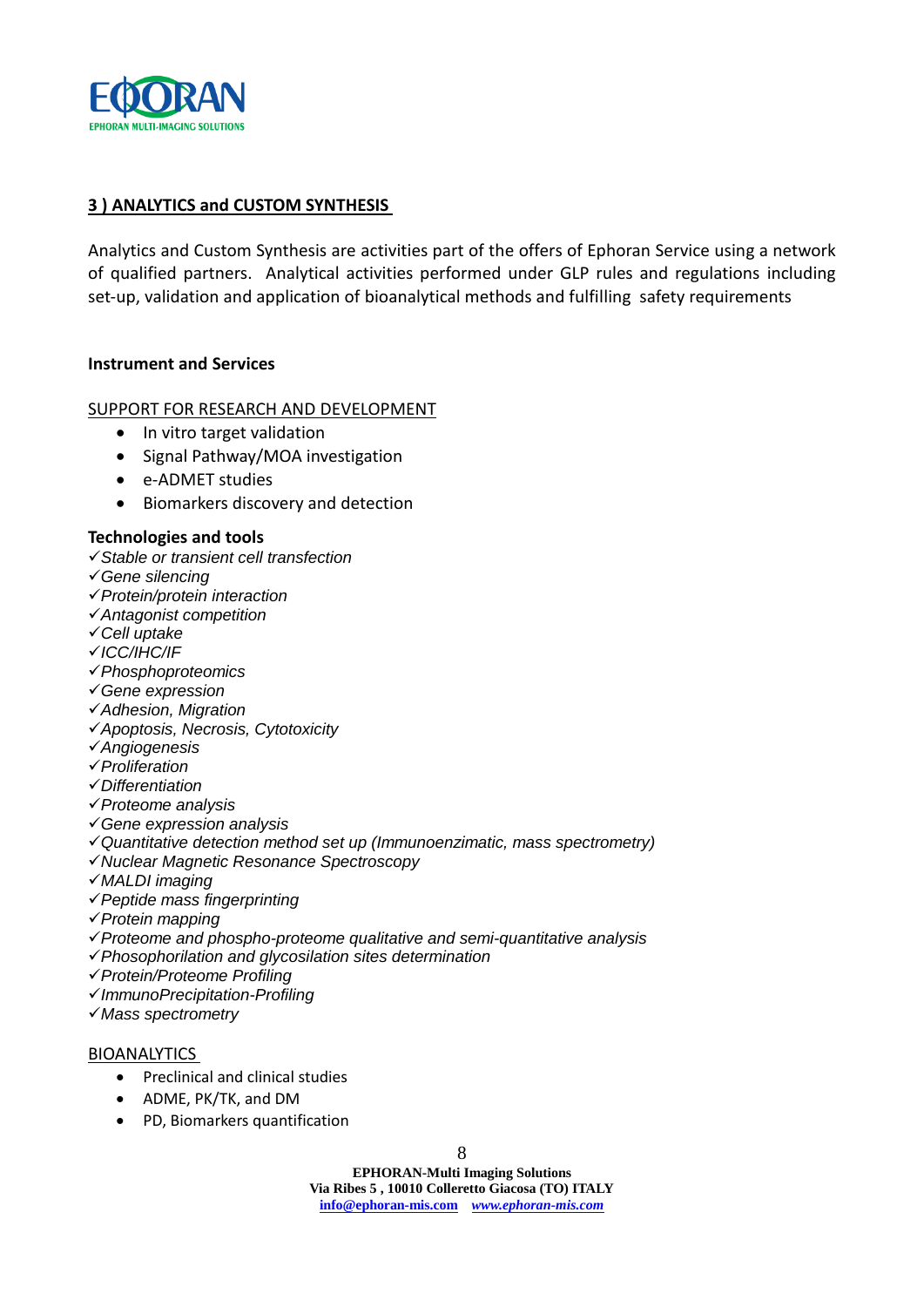## 3 ) ANALYTICS and CUSTOM SYNTHESIS

Analytics and Custom Synthesis are activities part of the offers of Ephoran Service using a network of qualified partners. Analytical activities performed under GLP rules and regulations including set-up, validation and application of bioanalytical methods and fulfilling safety requirements

**Instrument and Services**

SUPPORT FOR RESEARCH AND DEVELOPMENT

- In vitro target validation
- Signal Pathway/MOA investigation
- e-ADMET studies
- Biomarkers discovery and detection

**Technologies and tools**

✓*Stable or transient cell transfection*
✓*Gene silencing*
✓*Protein/protein interaction*
✓*Antagonist competition*
✓*Cell uptake*
✓*ICC/IHC/IF*
✓*Phosphoproteomics*
✓*Gene expression*
✓*Adhesion, Migration*
✓*Apoptosis, Necrosis, Cytotoxicity*
✓*Angiogenesis*
✓*Proliferation*
✓*Differentiation*
✓*Proteome analysis*
✓*Gene expression analysis*
✓*Quantitative detection method set up (Immunoenzimatic, mass spectrometry)*
✓*Nuclear Magnetic Resonance Spectroscopy*
✓*MALDI imaging*
✓*Peptide mass fingerprinting*
✓*Protein mapping*
✓*Proteome and phospho-proteome qualitative and semi-quantitative analysis*
✓*Phosophorilation and glycosilation sites determination*
✓*Protein/Proteome Profiling*
✓*ImmunoPrecipitation-Profiling*
✓*Mass spectrometry*

BIOANALYTICS

- Preclinical and clinical studies
- ADME, PK/TK, and DM
- PD, Biomarkers quantification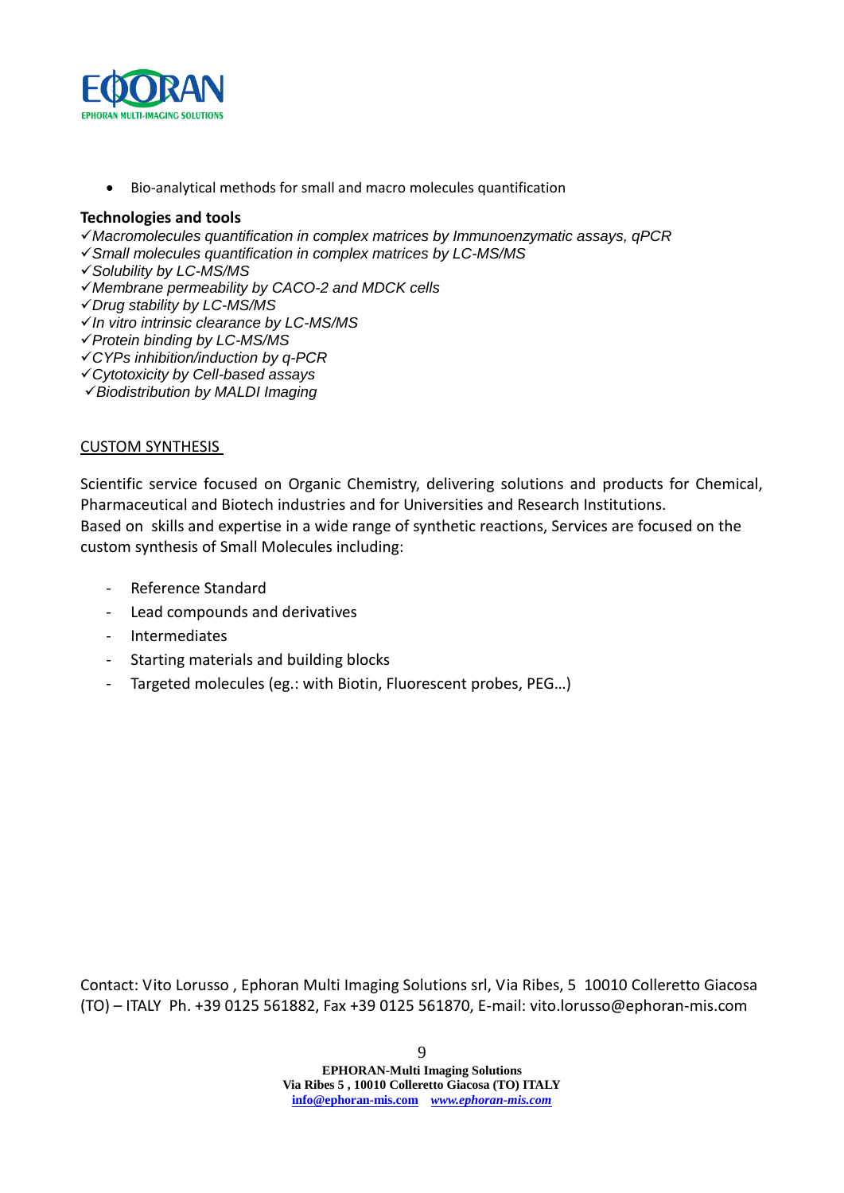- Bio-analytical methods for small and macro molecules quantification

**Technologies and tools**

✓*Macromolecules quantification in complex matrices by Immunoenzymatic assays, qPCR*
✓*Small molecules quantification in complex matrices by LC-MS/MS*
✓*Solubility by LC-MS/MS*
✓*Membrane permeability by CACO-2 and MDCK cells*
✓*Drug stability by LC-MS/MS*
✓*In vitro intrinsic clearance by LC-MS/MS*
✓*Protein binding by LC-MS/MS*
✓*CYPs inhibition/induction by q-PCR*
✓*Cytotoxicity by Cell-based assays*
✓*Biodistribution by MALDI Imaging*

<u>CUSTOM SYNTHESIS</u>

Scientific service focused on Organic Chemistry, delivering solutions and products for Chemical, Pharmaceutical and Biotech industries and for Universities and Research Institutions.
Based on skills and expertise in a wide range of synthetic reactions, Services are focused on the custom synthesis of Small Molecules including:

- Reference Standard
- Lead compounds and derivatives
- Intermediates
- Starting materials and building blocks
- Targeted molecules (eg.: with Biotin, Fluorescent probes, PEG…)

Contact: Vito Lorusso , Ephoran Multi Imaging Solutions srl, Via Ribes, 5 10010 Colleretto Giacosa (TO) – ITALY Ph. +39 0125 561882, Fax +39 0125 561870, E-mail: vito.lorusso@ephoran-mis.com